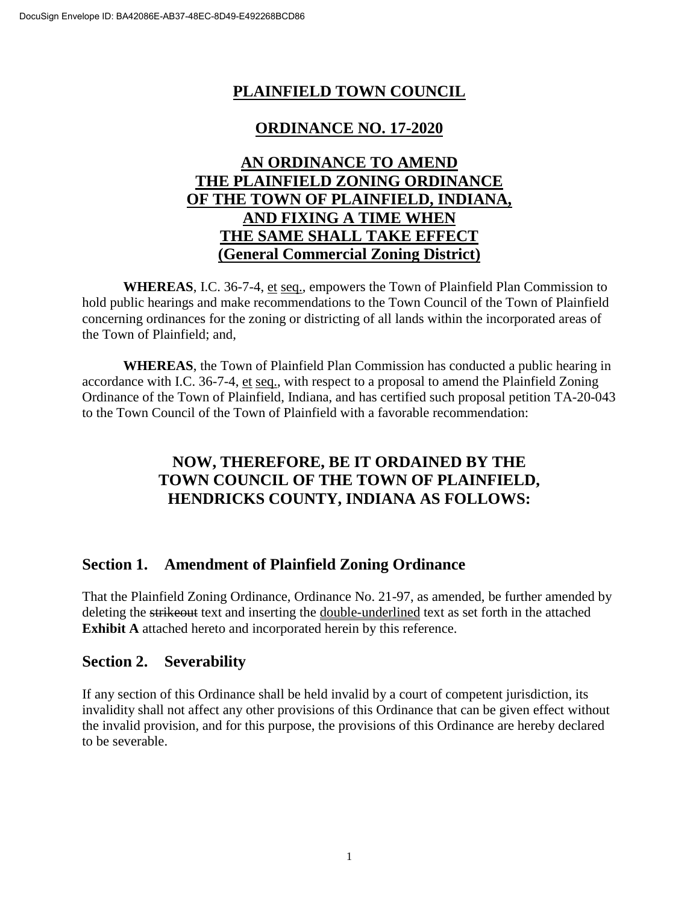DocuSign Envelope ID: BA42086E-AB37-48EC-8D49-E492268BCD86

# PLAINFIELD TOWN COUNCIL

## ORDINANCE NO. 17-2020

## AN ORDINANCE TO AMEND THE PLAINFIELD ZONING ORDINANCE OF THE TOWN OF PLAINFIELD, INDIANA, AND FIXING A TIME WHEN THE SAME SHALL TAKE EFFECT (General Commercial Zoning District)

**WHEREAS**, I.C. 36-7-4, et seq., empowers the Town of Plainfield Plan Commission to hold public hearings and make recommendations to the Town Council of the Town of Plainfield concerning ordinances for the zoning or districting of all lands within the incorporated areas of the Town of Plainfield; and,

**WHEREAS**, the Town of Plainfield Plan Commission has conducted a public hearing in accordance with I.C. 36-7-4, et seq., with respect to a proposal to amend the Plainfield Zoning Ordinance of the Town of Plainfield, Indiana, and has certified such proposal petition TA-20-043 to the Town Council of the Town of Plainfield with a favorable recommendation:

**NOW, THEREFORE, BE IT ORDAINED BY THE TOWN COUNCIL OF THE TOWN OF PLAINFIELD, HENDRICKS COUNTY, INDIANA AS FOLLOWS:**

## Section 1. Amendment of Plainfield Zoning Ordinance

That the Plainfield Zoning Ordinance, Ordinance No. 21-97, as amended, be further amended by deleting the ~~strikeout~~ text and inserting the double-underlined text as set forth in the attached **Exhibit A** attached hereto and incorporated herein by this reference.

## Section 2. Severability

If any section of this Ordinance shall be held invalid by a court of competent jurisdiction, its invalidity shall not affect any other provisions of this Ordinance that can be given effect without the invalid provision, and for this purpose, the provisions of this Ordinance are hereby declared to be severable.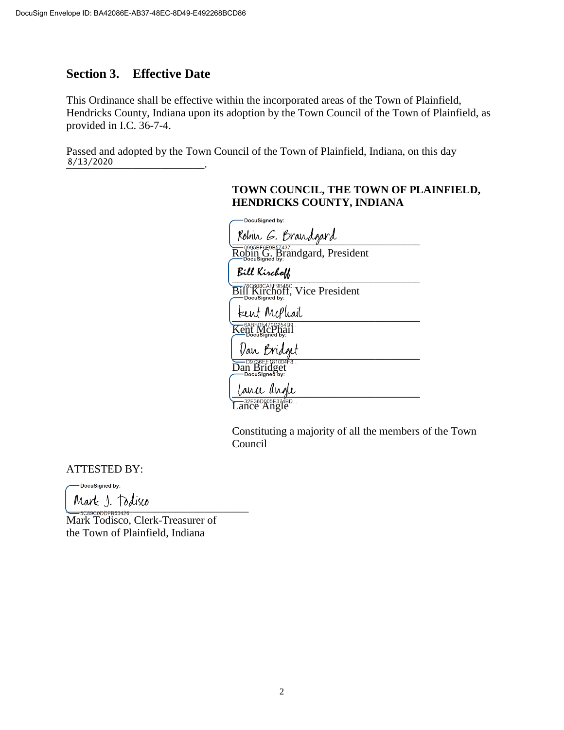DocuSign Envelope ID: BA42086E-AB37-48EC-8D49-E492268BCD86

## Section 3. Effective Date

This Ordinance shall be effective within the incorporated areas of the Town of Plainfield, Hendricks County, Indiana upon its adoption by the Town Council of the Town of Plainfield, as provided in I.C. 36-7-4.

Passed and adopted by the Town Council of the Town of Plainfield, Indiana, on this day 8/13/2020.

**TOWN COUNCIL, THE TOWN OF PLAINFIELD, HENDRICKS COUNTY, INDIANA**

DocuSigned by: Robin G. Brandgard
0995BF6E9B57437
Robin G. Brandgard, President

DocuSigned by: Bill Kirchoff
78C608CAEF9B48C
Bill Kirchoff, Vice President

DocuSigned by: Kent McPhail
6ABFDE470D254D9...
Kent McPhail

DocuSigned by: Dan Bridget
D9736EF181004F8...
Dan Bridget

DocuSigned by: Lance Angle
32E36D005E3748D...
Lance Angle

Constituting a majority of all the members of the Town Council

ATTESTED BY:

DocuSigned by: Mark J. Todisco
5C89C0DDFB63428...
Mark Todisco, Clerk-Treasurer of the Town of Plainfield, Indiana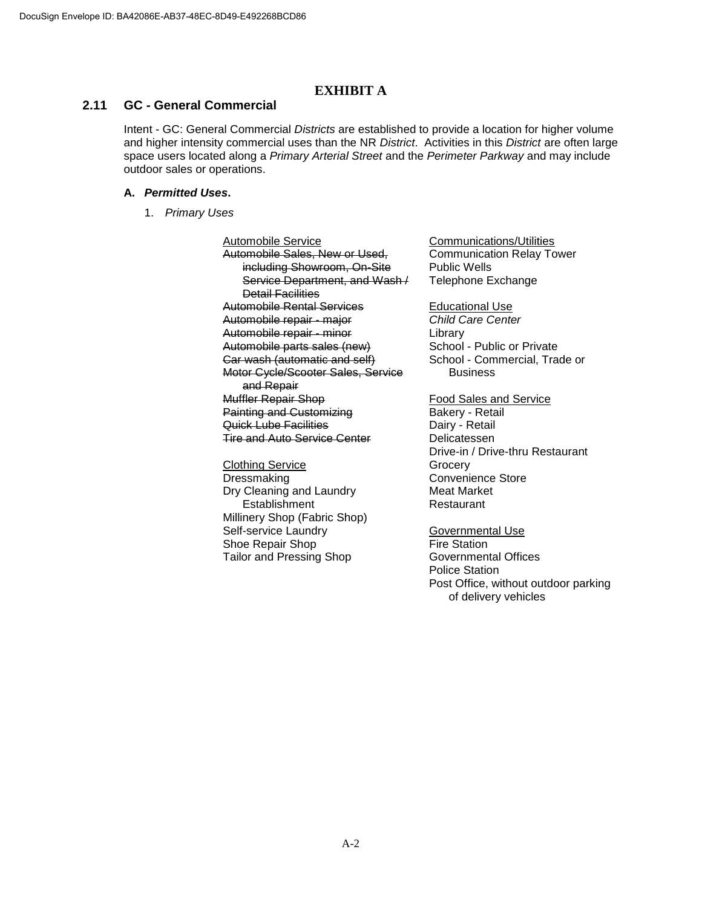# EXHIBIT A

## 2.11 GC - General Commercial

Intent - GC: General Commercial *Districts* are established to provide a location for higher volume and higher intensity commercial uses than the NR *District*. Activities in this *District* are often large space users located along a *Primary Arterial Street* and the *Perimeter Parkway* and may include outdoor sales or operations.

### A. ***Permitted Uses*.**

1. *Primary Uses*

<u>Automobile Service</u>
~~Automobile Sales, New or Used, including Showroom, On-Site Service Department, and Wash / Detail Facilities~~
~~Automobile Rental Services~~
~~Automobile repair - major~~
~~Automobile repair - minor~~
~~Automobile parts sales (new)~~
~~Car wash (automatic and self)~~
~~Motor Cycle/Scooter Sales, Service and Repair~~
~~Muffler Repair Shop~~
~~Painting and Customizing~~
~~Quick Lube Facilities~~
~~Tire and Auto Service Center~~

<u>Clothing Service</u>
Dressmaking
Dry Cleaning and Laundry Establishment
Millinery Shop (Fabric Shop)
Self-service Laundry
Shoe Repair Shop
Tailor and Pressing Shop

<u>Communications/Utilities</u>
Communication Relay Tower
Public Wells
Telephone Exchange

<u>Educational Use</u>
*Child Care Center*
Library
School - Public or Private
School - Commercial, Trade or Business

<u>Food Sales and Service</u>
Bakery - Retail
Dairy - Retail
Delicatessen
Drive-in / Drive-thru Restaurant
Grocery
Convenience Store
Meat Market
Restaurant

<u>Governmental Use</u>
Fire Station
Governmental Offices
Police Station
Post Office, without outdoor parking of delivery vehicles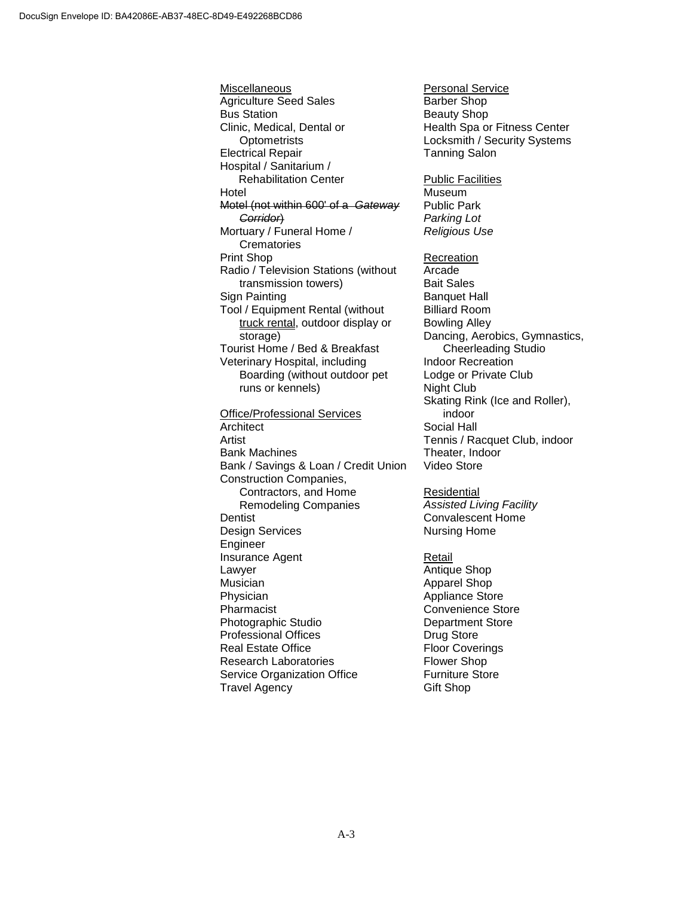Miscellaneous

Agriculture Seed Sales
Bus Station
Clinic, Medical, Dental or Optometrists
Electrical Repair
Hospital / Sanitarium / Rehabilitation Center
Hotel
~~Motel (not within 600' of a *Gateway Corridor*)~~
Mortuary / Funeral Home / Crematories
Print Shop
Radio / Television Stations (without transmission towers)
Sign Painting
Tool / Equipment Rental (without truck rental, outdoor display or storage)
Tourist Home / Bed & Breakfast
Veterinary Hospital, including Boarding (without outdoor pet runs or kennels)

Office/Professional Services

Architect
Artist
Bank Machines
Bank / Savings & Loan / Credit Union
Construction Companies, Contractors, and Home Remodeling Companies
Dentist
Design Services
Engineer
Insurance Agent
Lawyer
Musician
Physician
Pharmacist
Photographic Studio
Professional Offices
Real Estate Office
Research Laboratories
Service Organization Office
Travel Agency

Personal Service

Barber Shop
Beauty Shop
Health Spa or Fitness Center
Locksmith / Security Systems
Tanning Salon

Public Facilities

Museum
Public Park
*Parking Lot*
*Religious Use*

Recreation

Arcade
Bait Sales
Banquet Hall
Billiard Room
Bowling Alley
Dancing, Aerobics, Gymnastics, Cheerleading Studio
Indoor Recreation
Lodge or Private Club
Night Club
Skating Rink (Ice and Roller), indoor
Social Hall
Tennis / Racquet Club, indoor
Theater, Indoor
Video Store

Residential

*Assisted Living Facility*
Convalescent Home
Nursing Home

Retail

Antique Shop
Apparel Shop
Appliance Store
Convenience Store
Department Store
Drug Store
Floor Coverings
Flower Shop
Furniture Store
Gift Shop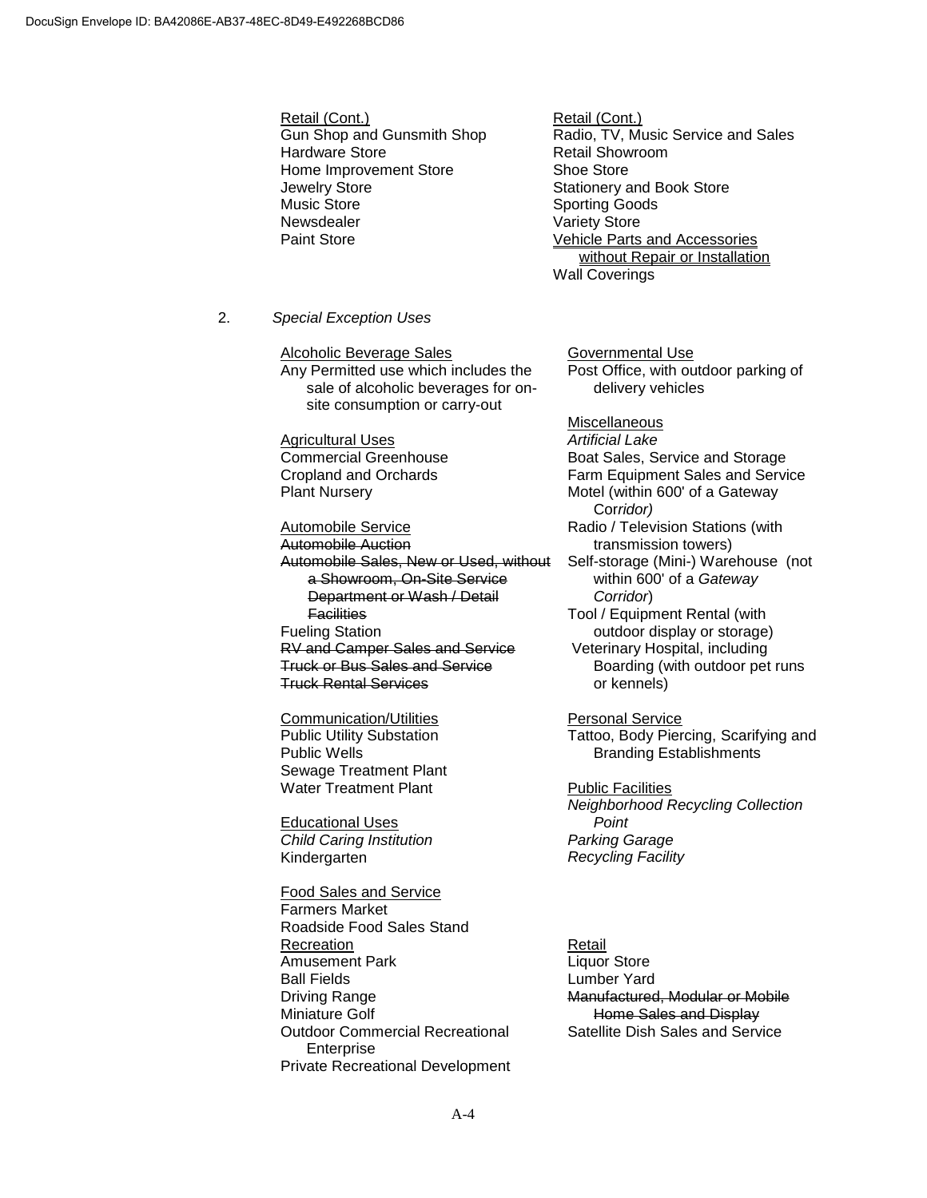Retail (Cont.)
Gun Shop and Gunsmith Shop
Hardware Store
Home Improvement Store
Jewelry Store
Music Store
Newsdealer
Paint Store

Retail (Cont.)
Radio, TV, Music Service and Sales
Retail Showroom
Shoe Store
Stationery and Book Store
Sporting Goods
Variety Store
<u>Vehicle Parts and Accessories without Repair or Installation</u>
Wall Coverings

2. *Special Exception Uses*

Alcoholic Beverage Sales
Any Permitted use which includes the sale of alcoholic beverages for on-site consumption or carry-out

Agricultural Uses
Commercial Greenhouse
Cropland and Orchards
Plant Nursery

Automobile Service
~~Automobile Auction~~
~~Automobile Sales, New or Used, without a Showroom, On-Site Service Department or Wash / Detail Facilities~~
Fueling Station
~~RV and Camper Sales and Service~~
~~Truck or Bus Sales and Service~~
~~Truck Rental Services~~

Communication/Utilities
Public Utility Substation
Public Wells
Sewage Treatment Plant
Water Treatment Plant

Educational Uses
*Child Caring Institution*
Kindergarten

Food Sales and Service
Farmers Market
Roadside Food Sales Stand

Recreation
Amusement Park
Ball Fields
Driving Range
Miniature Golf
Outdoor Commercial Recreational Enterprise
Private Recreational Development

Governmental Use
Post Office, with outdoor parking of delivery vehicles

Miscellaneous
*Artificial Lake*
Boat Sales, Service and Storage
Farm Equipment Sales and Service
Motel (within 600' of a Gateway Co*rridor)*
Radio / Television Stations (with transmission towers)
Self-storage (Mini-) Warehouse (not within 600' of a *Gateway Corridor*)
Tool / Equipment Rental (with outdoor display or storage)
Veterinary Hospital, including Boarding (with outdoor pet runs or kennels)

Personal Service
Tattoo, Body Piercing, Scarifying and Branding Establishments

Public Facilities
*Neighborhood Recycling Collection Point*
*Parking Garage*
*Recycling Facility*

Retail
Liquor Store
Lumber Yard
~~Manufactured, Modular or Mobile Home Sales and Display~~
Satellite Dish Sales and Service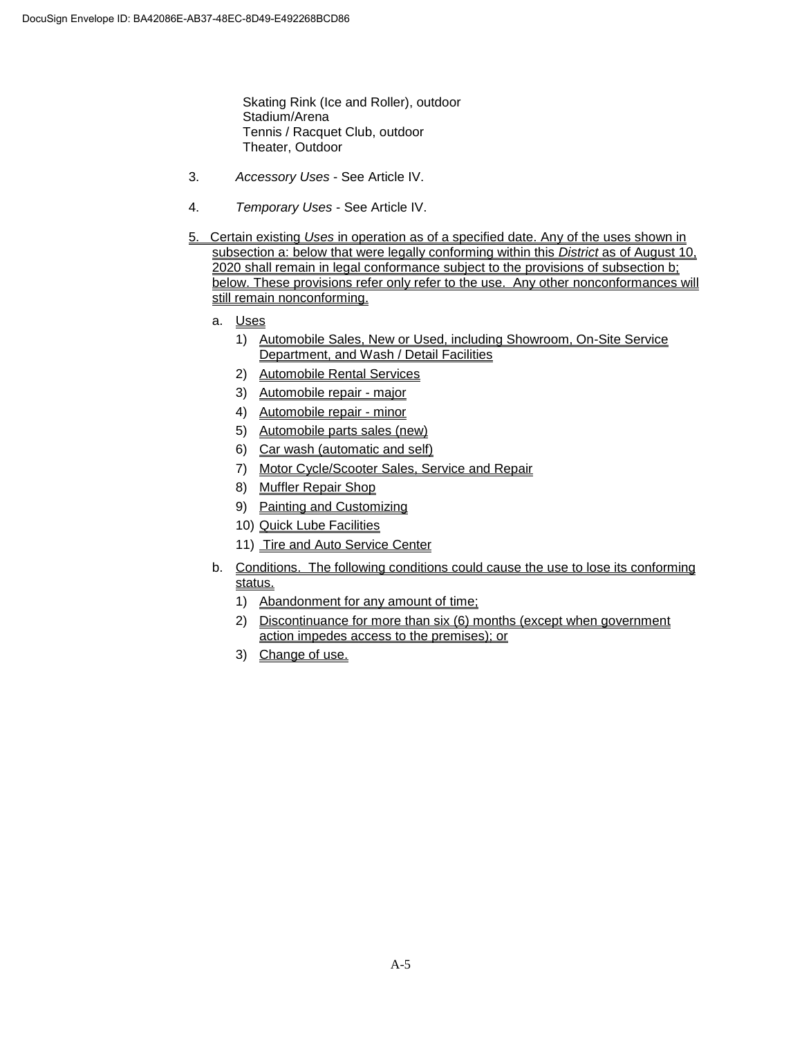Skating Rink (Ice and Roller), outdoor
Stadium/Arena
Tennis / Racquet Club, outdoor
Theater, Outdoor

3. *Accessory Uses* - See Article IV.

4. *Temporary Uses* - See Article IV.

5. Certain existing *Uses* in operation as of a specified date. Any of the uses shown in subsection a: below that were legally conforming within this *District* as of August 10, 2020 shall remain in legal conformance subject to the provisions of subsection b; below. These provisions refer only refer to the use. Any other nonconformances will still remain nonconforming.

   a. Uses

      1) Automobile Sales, New or Used, including Showroom, On-Site Service Department, and Wash / Detail Facilities
      2) Automobile Rental Services
      3) Automobile repair - major
      4) Automobile repair - minor
      5) Automobile parts sales (new)
      6) Car wash (automatic and self)
      7) Motor Cycle/Scooter Sales, Service and Repair
      8) Muffler Repair Shop
      9) Painting and Customizing
      10) Quick Lube Facilities
      11) Tire and Auto Service Center

   b. Conditions. The following conditions could cause the use to lose its conforming status.

      1) Abandonment for any amount of time;
      2) Discontinuance for more than six (6) months (except when government action impedes access to the premises); or
      3) Change of use.